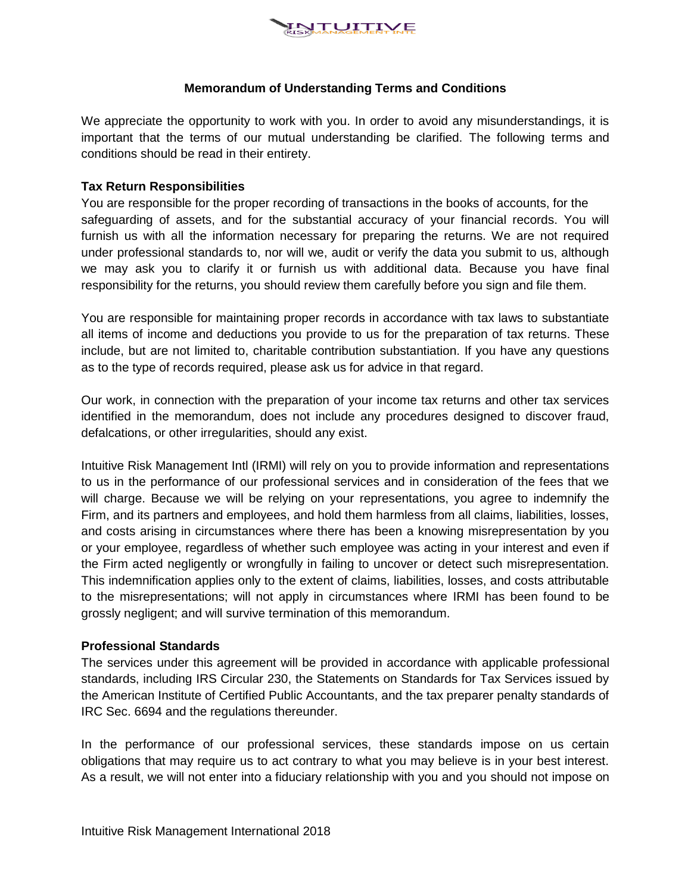# Memorandum of Understanding Terms and Conditions

We appreciate the opportunity to work with you. In order to avoid any misunderstandings, it is important that the terms of our mutual understanding be clarified. The following terms and conditions should be read in their entirety.

**Tax Return Responsibilities**

You are responsible for the proper recording of transactions in the books of accounts, for the safeguarding of assets, and for the substantial accuracy of your financial records. You will furnish us with all the information necessary for preparing the returns. We are not required under professional standards to, nor will we, audit or verify the data you submit to us, although we may ask you to clarify it or furnish us with additional data. Because you have final responsibility for the returns, you should review them carefully before you sign and file them.

You are responsible for maintaining proper records in accordance with tax laws to substantiate all items of income and deductions you provide to us for the preparation of tax returns. These include, but are not limited to, charitable contribution substantiation. If you have any questions as to the type of records required, please ask us for advice in that regard.

Our work, in connection with the preparation of your income tax returns and other tax services identified in the memorandum, does not include any procedures designed to discover fraud, defalcations, or other irregularities, should any exist.

Intuitive Risk Management Intl (IRMI) will rely on you to provide information and representations to us in the performance of our professional services and in consideration of the fees that we will charge. Because we will be relying on your representations, you agree to indemnify the Firm, and its partners and employees, and hold them harmless from all claims, liabilities, losses, and costs arising in circumstances where there has been a knowing misrepresentation by you or your employee, regardless of whether such employee was acting in your interest and even if the Firm acted negligently or wrongfully in failing to uncover or detect such misrepresentation. This indemnification applies only to the extent of claims, liabilities, losses, and costs attributable to the misrepresentations; will not apply in circumstances where IRMI has been found to be grossly negligent; and will survive termination of this memorandum.

**Professional Standards**

The services under this agreement will be provided in accordance with applicable professional standards, including IRS Circular 230, the Statements on Standards for Tax Services issued by the American Institute of Certified Public Accountants, and the tax preparer penalty standards of IRC Sec. 6694 and the regulations thereunder.

In the performance of our professional services, these standards impose on us certain obligations that may require us to act contrary to what you may believe is in your best interest. As a result, we will not enter into a fiduciary relationship with you and you should not impose on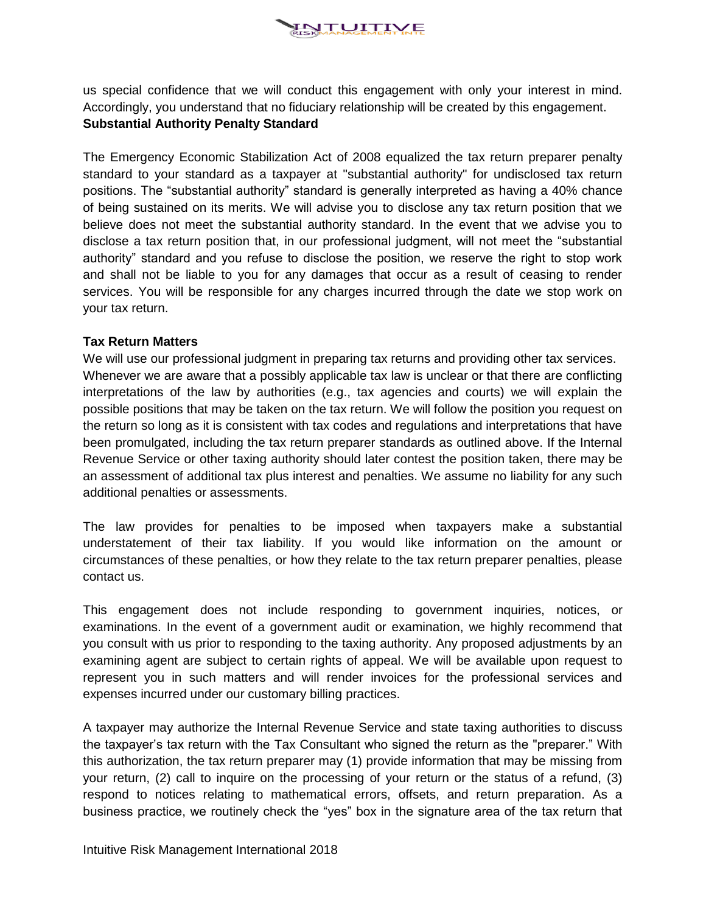us special confidence that we will conduct this engagement with only your interest in mind. Accordingly, you understand that no fiduciary relationship will be created by this engagement.

**Substantial Authority Penalty Standard**

The Emergency Economic Stabilization Act of 2008 equalized the tax return preparer penalty standard to your standard as a taxpayer at "substantial authority" for undisclosed tax return positions. The "substantial authority" standard is generally interpreted as having a 40% chance of being sustained on its merits. We will advise you to disclose any tax return position that we believe does not meet the substantial authority standard. In the event that we advise you to disclose a tax return position that, in our professional judgment, will not meet the "substantial authority" standard and you refuse to disclose the position, we reserve the right to stop work and shall not be liable to you for any damages that occur as a result of ceasing to render services. You will be responsible for any charges incurred through the date we stop work on your tax return.

**Tax Return Matters**

We will use our professional judgment in preparing tax returns and providing other tax services. Whenever we are aware that a possibly applicable tax law is unclear or that there are conflicting interpretations of the law by authorities (e.g., tax agencies and courts) we will explain the possible positions that may be taken on the tax return. We will follow the position you request on the return so long as it is consistent with tax codes and regulations and interpretations that have been promulgated, including the tax return preparer standards as outlined above. If the Internal Revenue Service or other taxing authority should later contest the position taken, there may be an assessment of additional tax plus interest and penalties. We assume no liability for any such additional penalties or assessments.

The law provides for penalties to be imposed when taxpayers make a substantial understatement of their tax liability. If you would like information on the amount or circumstances of these penalties, or how they relate to the tax return preparer penalties, please contact us.

This engagement does not include responding to government inquiries, notices, or examinations. In the event of a government audit or examination, we highly recommend that you consult with us prior to responding to the taxing authority. Any proposed adjustments by an examining agent are subject to certain rights of appeal. We will be available upon request to represent you in such matters and will render invoices for the professional services and expenses incurred under our customary billing practices.

A taxpayer may authorize the Internal Revenue Service and state taxing authorities to discuss the taxpayer's tax return with the Tax Consultant who signed the return as the "preparer." With this authorization, the tax return preparer may (1) provide information that may be missing from your return, (2) call to inquire on the processing of your return or the status of a refund, (3) respond to notices relating to mathematical errors, offsets, and return preparation. As a business practice, we routinely check the "yes" box in the signature area of the tax return that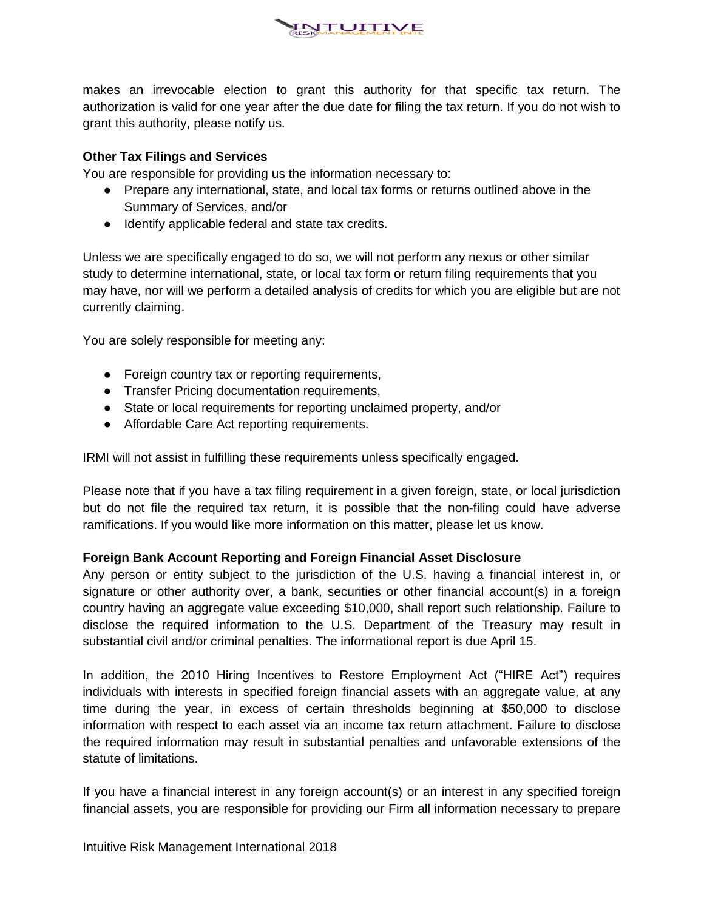makes an irrevocable election to grant this authority for that specific tax return. The authorization is valid for one year after the due date for filing the tax return. If you do not wish to grant this authority, please notify us.

**Other Tax Filings and Services**

You are responsible for providing us the information necessary to:

- Prepare any international, state, and local tax forms or returns outlined above in the Summary of Services, and/or
- Identify applicable federal and state tax credits.

Unless we are specifically engaged to do so, we will not perform any nexus or other similar study to determine international, state, or local tax form or return filing requirements that you may have, nor will we perform a detailed analysis of credits for which you are eligible but are not currently claiming.

You are solely responsible for meeting any:

- Foreign country tax or reporting requirements,
- Transfer Pricing documentation requirements,
- State or local requirements for reporting unclaimed property, and/or
- Affordable Care Act reporting requirements.

IRMI will not assist in fulfilling these requirements unless specifically engaged.

Please note that if you have a tax filing requirement in a given foreign, state, or local jurisdiction but do not file the required tax return, it is possible that the non-filing could have adverse ramifications. If you would like more information on this matter, please let us know.

**Foreign Bank Account Reporting and Foreign Financial Asset Disclosure**

Any person or entity subject to the jurisdiction of the U.S. having a financial interest in, or signature or other authority over, a bank, securities or other financial account(s) in a foreign country having an aggregate value exceeding $10,000, shall report such relationship. Failure to disclose the required information to the U.S. Department of the Treasury may result in substantial civil and/or criminal penalties. The informational report is due April 15.

In addition, the 2010 Hiring Incentives to Restore Employment Act ("HIRE Act") requires individuals with interests in specified foreign financial assets with an aggregate value, at any time during the year, in excess of certain thresholds beginning at $50,000 to disclose information with respect to each asset via an income tax return attachment. Failure to disclose the required information may result in substantial penalties and unfavorable extensions of the statute of limitations.

If you have a financial interest in any foreign account(s) or an interest in any specified foreign financial assets, you are responsible for providing our Firm all information necessary to prepare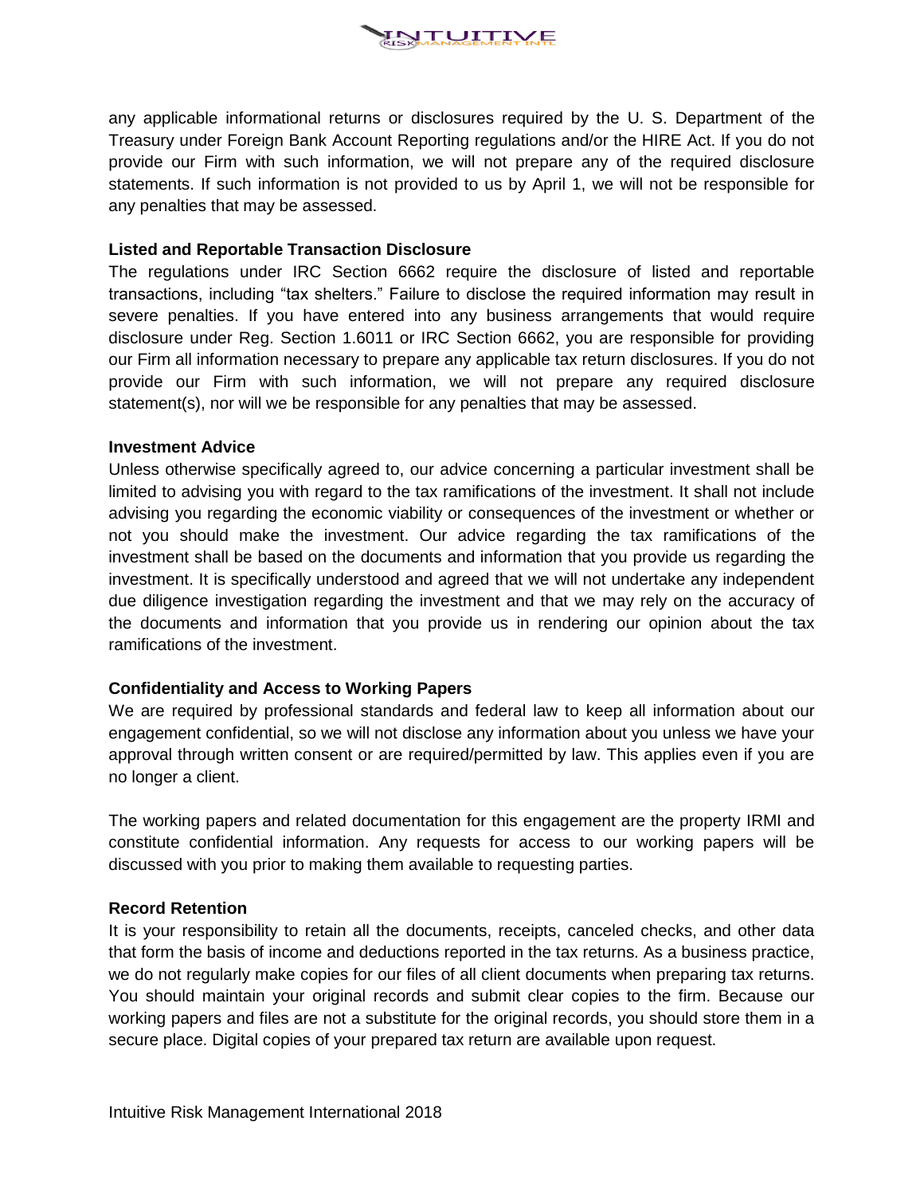any applicable informational returns or disclosures required by the U. S. Department of the Treasury under Foreign Bank Account Reporting regulations and/or the HIRE Act. If you do not provide our Firm with such information, we will not prepare any of the required disclosure statements. If such information is not provided to us by April 1, we will not be responsible for any penalties that may be assessed.

**Listed and Reportable Transaction Disclosure**

The regulations under IRC Section 6662 require the disclosure of listed and reportable transactions, including "tax shelters." Failure to disclose the required information may result in severe penalties. If you have entered into any business arrangements that would require disclosure under Reg. Section 1.6011 or IRC Section 6662, you are responsible for providing our Firm all information necessary to prepare any applicable tax return disclosures. If you do not provide our Firm with such information, we will not prepare any required disclosure statement(s), nor will we be responsible for any penalties that may be assessed.

**Investment Advice**

Unless otherwise specifically agreed to, our advice concerning a particular investment shall be limited to advising you with regard to the tax ramifications of the investment. It shall not include advising you regarding the economic viability or consequences of the investment or whether or not you should make the investment. Our advice regarding the tax ramifications of the investment shall be based on the documents and information that you provide us regarding the investment. It is specifically understood and agreed that we will not undertake any independent due diligence investigation regarding the investment and that we may rely on the accuracy of the documents and information that you provide us in rendering our opinion about the tax ramifications of the investment.

**Confidentiality and Access to Working Papers**

We are required by professional standards and federal law to keep all information about our engagement confidential, so we will not disclose any information about you unless we have your approval through written consent or are required/permitted by law. This applies even if you are no longer a client.

The working papers and related documentation for this engagement are the property IRMI and constitute confidential information. Any requests for access to our working papers will be discussed with you prior to making them available to requesting parties.

**Record Retention**

It is your responsibility to retain all the documents, receipts, canceled checks, and other data that form the basis of income and deductions reported in the tax returns. As a business practice, we do not regularly make copies for our files of all client documents when preparing tax returns. You should maintain your original records and submit clear copies to the firm. Because our working papers and files are not a substitute for the original records, you should store them in a secure place. Digital copies of your prepared tax return are available upon request.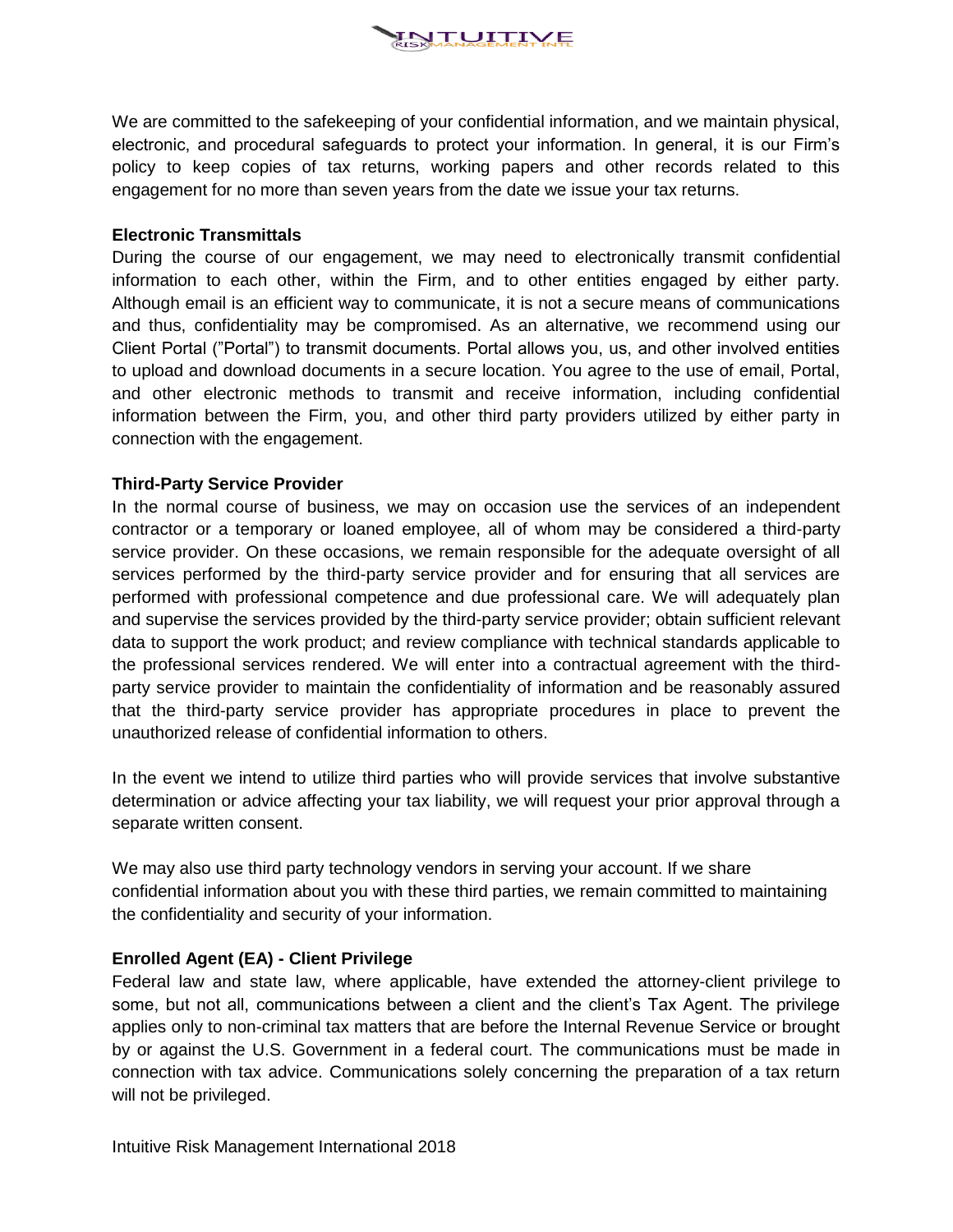We are committed to the safekeeping of your confidential information, and we maintain physical, electronic, and procedural safeguards to protect your information. In general, it is our Firm's policy to keep copies of tax returns, working papers and other records related to this engagement for no more than seven years from the date we issue your tax returns.

**Electronic Transmittals**

During the course of our engagement, we may need to electronically transmit confidential information to each other, within the Firm, and to other entities engaged by either party. Although email is an efficient way to communicate, it is not a secure means of communications and thus, confidentiality may be compromised. As an alternative, we recommend using our Client Portal ("Portal") to transmit documents. Portal allows you, us, and other involved entities to upload and download documents in a secure location. You agree to the use of email, Portal, and other electronic methods to transmit and receive information, including confidential information between the Firm, you, and other third party providers utilized by either party in connection with the engagement.

**Third-Party Service Provider**

In the normal course of business, we may on occasion use the services of an independent contractor or a temporary or loaned employee, all of whom may be considered a third-party service provider. On these occasions, we remain responsible for the adequate oversight of all services performed by the third-party service provider and for ensuring that all services are performed with professional competence and due professional care. We will adequately plan and supervise the services provided by the third-party service provider; obtain sufficient relevant data to support the work product; and review compliance with technical standards applicable to the professional services rendered. We will enter into a contractual agreement with the third-party service provider to maintain the confidentiality of information and be reasonably assured that the third-party service provider has appropriate procedures in place to prevent the unauthorized release of confidential information to others.

In the event we intend to utilize third parties who will provide services that involve substantive determination or advice affecting your tax liability, we will request your prior approval through a separate written consent.

We may also use third party technology vendors in serving your account. If we share confidential information about you with these third parties, we remain committed to maintaining the confidentiality and security of your information.

**Enrolled Agent (EA) - Client Privilege**

Federal law and state law, where applicable, have extended the attorney-client privilege to some, but not all, communications between a client and the client's Tax Agent. The privilege applies only to non-criminal tax matters that are before the Internal Revenue Service or brought by or against the U.S. Government in a federal court. The communications must be made in connection with tax advice. Communications solely concerning the preparation of a tax return will not be privileged.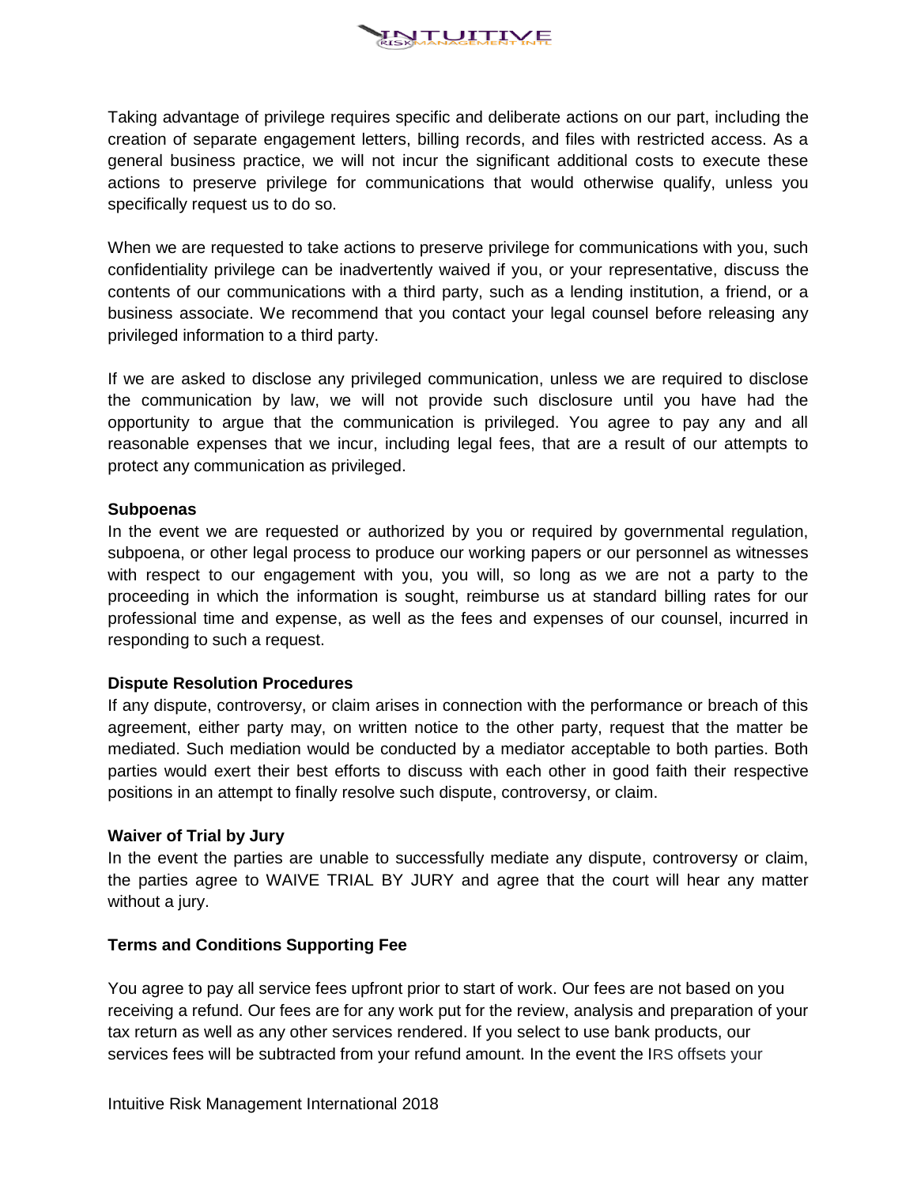Taking advantage of privilege requires specific and deliberate actions on our part, including the creation of separate engagement letters, billing records, and files with restricted access. As a general business practice, we will not incur the significant additional costs to execute these actions to preserve privilege for communications that would otherwise qualify, unless you specifically request us to do so.

When we are requested to take actions to preserve privilege for communications with you, such confidentiality privilege can be inadvertently waived if you, or your representative, discuss the contents of our communications with a third party, such as a lending institution, a friend, or a business associate. We recommend that you contact your legal counsel before releasing any privileged information to a third party.

If we are asked to disclose any privileged communication, unless we are required to disclose the communication by law, we will not provide such disclosure until you have had the opportunity to argue that the communication is privileged. You agree to pay any and all reasonable expenses that we incur, including legal fees, that are a result of our attempts to protect any communication as privileged.

**Subpoenas**

In the event we are requested or authorized by you or required by governmental regulation, subpoena, or other legal process to produce our working papers or our personnel as witnesses with respect to our engagement with you, you will, so long as we are not a party to the proceeding in which the information is sought, reimburse us at standard billing rates for our professional time and expense, as well as the fees and expenses of our counsel, incurred in responding to such a request.

**Dispute Resolution Procedures**

If any dispute, controversy, or claim arises in connection with the performance or breach of this agreement, either party may, on written notice to the other party, request that the matter be mediated. Such mediation would be conducted by a mediator acceptable to both parties. Both parties would exert their best efforts to discuss with each other in good faith their respective positions in an attempt to finally resolve such dispute, controversy, or claim.

**Waiver of Trial by Jury**

In the event the parties are unable to successfully mediate any dispute, controversy or claim, the parties agree to WAIVE TRIAL BY JURY and agree that the court will hear any matter without a jury.

**Terms and Conditions Supporting Fee**

You agree to pay all service fees upfront prior to start of work. Our fees are not based on you receiving a refund. Our fees are for any work put for the review, analysis and preparation of your tax return as well as any other services rendered. If you select to use bank products, our services fees will be subtracted from your refund amount. In the event the IRS offsets your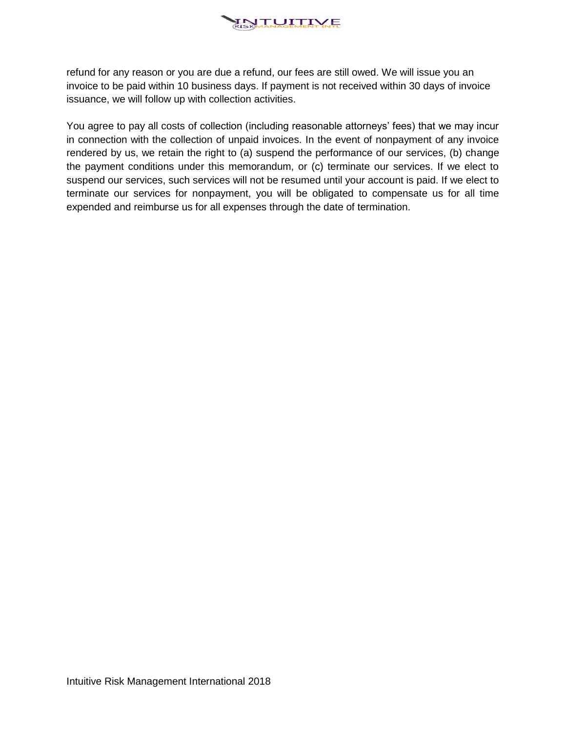refund for any reason or you are due a refund, our fees are still owed. We will issue you an invoice to be paid within 10 business days. If payment is not received within 30 days of invoice issuance, we will follow up with collection activities.

You agree to pay all costs of collection (including reasonable attorneys' fees) that we may incur in connection with the collection of unpaid invoices. In the event of nonpayment of any invoice rendered by us, we retain the right to (a) suspend the performance of our services, (b) change the payment conditions under this memorandum, or (c) terminate our services. If we elect to suspend our services, such services will not be resumed until your account is paid. If we elect to terminate our services for nonpayment, you will be obligated to compensate us for all time expended and reimburse us for all expenses through the date of termination.